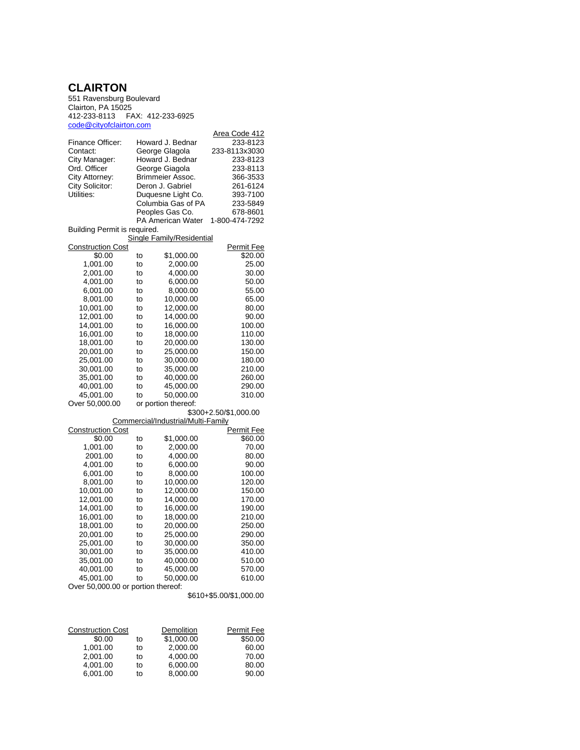# CLAIRTON

551 Ravensburg Boulevard
Clairton, PA 15025
412-233-8113 FAX: 412-233-6925
code@cityofclairton.com

| | | Area Code 412 |
|---|---|---|
| Finance Officer: | Howard J. Bednar | 233-8123 |
| Contact: | George Glagola | 233-8113x3030 |
| City Manager: | Howard J. Bednar | 233-8123 |
| Ord. Officer | George Giagola | 233-8113 |
| City Attorney: | Brimmeier Assoc. | 366-3533 |
| City Solicitor: | Deron J. Gabriel | 261-6124 |
| Utilities: | Duquesne Light Co. | 393-7100 |
| | Columbia Gas of PA | 233-5849 |
| | Peoples Gas Co. | 678-8601 |
| | PA American Water | 1-800-474-7292 |

Building Permit is required.

Single Family/Residential

| Construction Cost | | | Permit Fee |
|---|---|---|---|
| $0.00 | to | $1,000.00 | $20.00 |
| 1,001.00 | to | 2,000.00 | 25.00 |
| 2,001.00 | to | 4,000.00 | 30.00 |
| 4,001.00 | to | 6,000.00 | 50.00 |
| 6,001.00 | to | 8,000.00 | 55.00 |
| 8,001.00 | to | 10,000.00 | 65.00 |
| 10,001.00 | to | 12,000.00 | 80.00 |
| 12,001.00 | to | 14,000.00 | 90.00 |
| 14,001.00 | to | 16,000.00 | 100.00 |
| 16,001.00 | to | 18,000.00 | 110.00 |
| 18,001.00 | to | 20,000.00 | 130.00 |
| 20,001.00 | to | 25,000.00 | 150.00 |
| 25,001.00 | to | 30,000.00 | 180.00 |
| 30,001.00 | to | 35,000.00 | 210.00 |
| 35,001.00 | to | 40,000.00 | 260.00 |
| 40,001.00 | to | 45,000.00 | 290.00 |
| 45,001.00 | to | 50,000.00 | 310.00 |
| Over 50,000.00 | or portion thereof: | | $300+2.50/$1,000.00 |

Commercial/Industrial/Multi-Family

| Construction Cost | | | Permit Fee |
|---|---|---|---|
| $0.00 | to | $1,000.00 | $60.00 |
| 1,001.00 | to | 2,000.00 | 70.00 |
| 2001.00 | to | 4,000.00 | 80.00 |
| 4,001.00 | to | 6,000.00 | 90.00 |
| 6,001.00 | to | 8,000.00 | 100.00 |
| 8,001.00 | to | 10,000.00 | 120.00 |
| 10,001.00 | to | 12,000.00 | 150.00 |
| 12,001.00 | to | 14,000.00 | 170.00 |
| 14,001.00 | to | 16,000.00 | 190.00 |
| 16,001.00 | to | 18,000.00 | 210.00 |
| 18,001.00 | to | 20,000.00 | 250.00 |
| 20,001.00 | to | 25,000.00 | 290.00 |
| 25,001.00 | to | 30,000.00 | 350.00 |
| 30,001.00 | to | 35,000.00 | 410.00 |
| 35,001.00 | to | 40,000.00 | 510.00 |
| 40,001.00 | to | 45,000.00 | 570.00 |
| 45,001.00 | to | 50,000.00 | 610.00 |
| Over 50,000.00 or portion thereof: | | | $610+$5.00/$1,000.00 |

| Construction Cost | | Demolition | Permit Fee |
|---|---|---|---|
| $0.00 | to | $1,000.00 | $50.00 |
| 1,001.00 | to | 2,000.00 | 60.00 |
| 2,001.00 | to | 4,000.00 | 70.00 |
| 4,001.00 | to | 6,000.00 | 80.00 |
| 6,001.00 | to | 8,000.00 | 90.00 |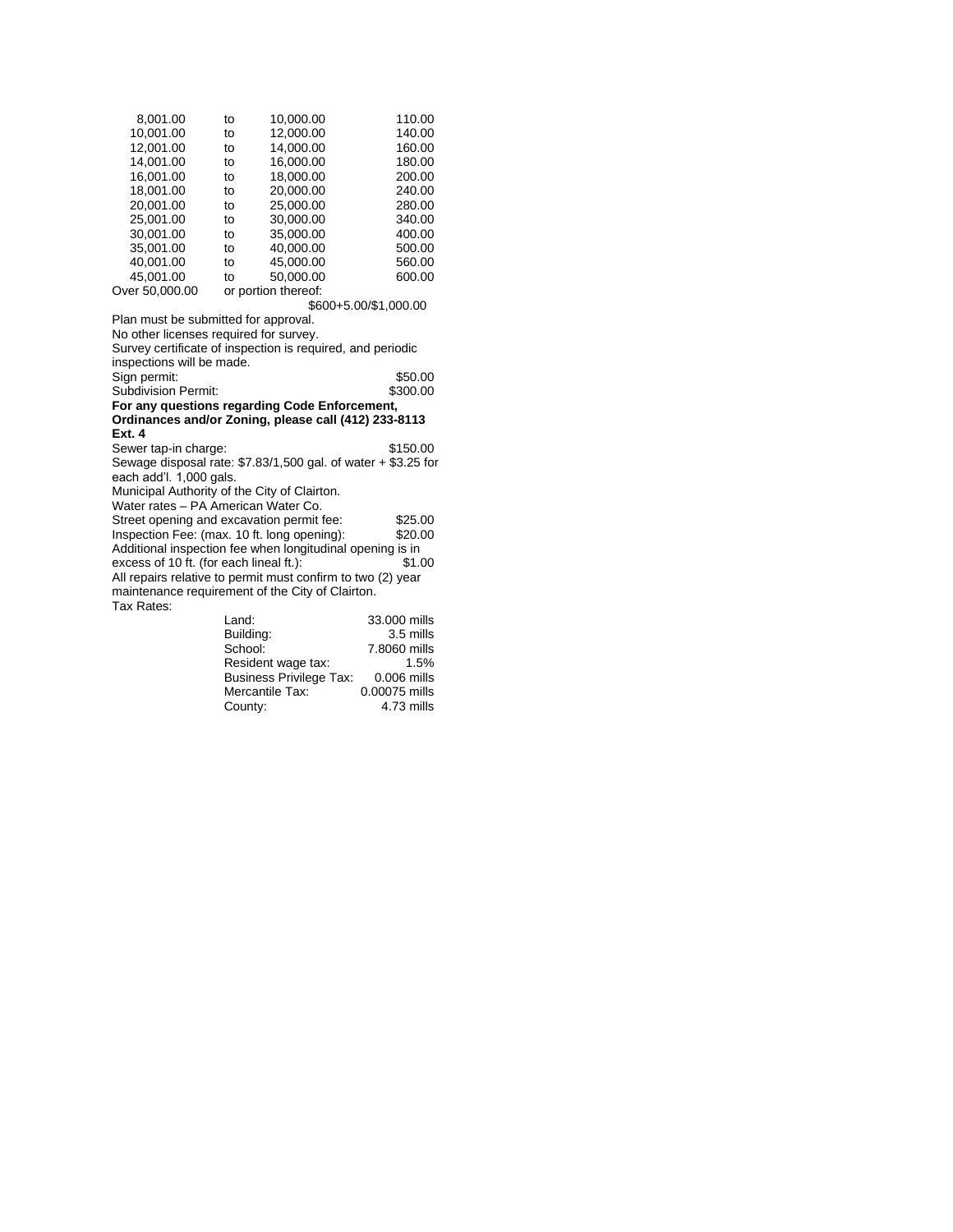| | | | |
|---|---|---|---|
| 8,001.00 | to | 10,000.00 | 110.00 |
| 10,001.00 | to | 12,000.00 | 140.00 |
| 12,001.00 | to | 14,000.00 | 160.00 |
| 14,001.00 | to | 16,000.00 | 180.00 |
| 16,001.00 | to | 18,000.00 | 200.00 |
| 18,001.00 | to | 20,000.00 | 240.00 |
| 20,001.00 | to | 25,000.00 | 280.00 |
| 25,001.00 | to | 30,000.00 | 340.00 |
| 30,001.00 | to | 35,000.00 | 400.00 |
| 35,001.00 | to | 40,000.00 | 500.00 |
| 40,001.00 | to | 45,000.00 | 560.00 |
| 45,001.00 | to | 50,000.00 | 600.00 |
| Over 50,000.00 | or portion thereof: | | |
| | | | $600+5.00/$1,000.00 |

Plan must be submitted for approval.
No other licenses required for survey.
Survey certificate of inspection is required, and periodic inspections will be made.

Sign permit: $50.00
Subdivision Permit: $300.00

**For any questions regarding Code Enforcement, Ordinances and/or Zoning, please call (412) 233-8113 Ext. 4**

Sewer tap-in charge: $150.00
Sewage disposal rate: $7.83/1,500 gal. of water + $3.25 for each add'l. 1,000 gals.
Municipal Authority of the City of Clairton.
Water rates – PA American Water Co.
Street opening and excavation permit fee: $25.00
Inspection Fee: (max. 10 ft. long opening): $20.00
Additional inspection fee when longitudinal opening is in excess of 10 ft. (for each lineal ft.): $1.00
All repairs relative to permit must confirm to two (2) year maintenance requirement of the City of Clairton.

Tax Rates:

| | |
|---|---|
| Land: | 33.000 mills |
| Building: | 3.5 mills |
| School: | 7.8060 mills |
| Resident wage tax: | 1.5% |
| Business Privilege Tax: | 0.006 mills |
| Mercantile Tax: | 0.00075 mills |
| County: | 4.73 mills |